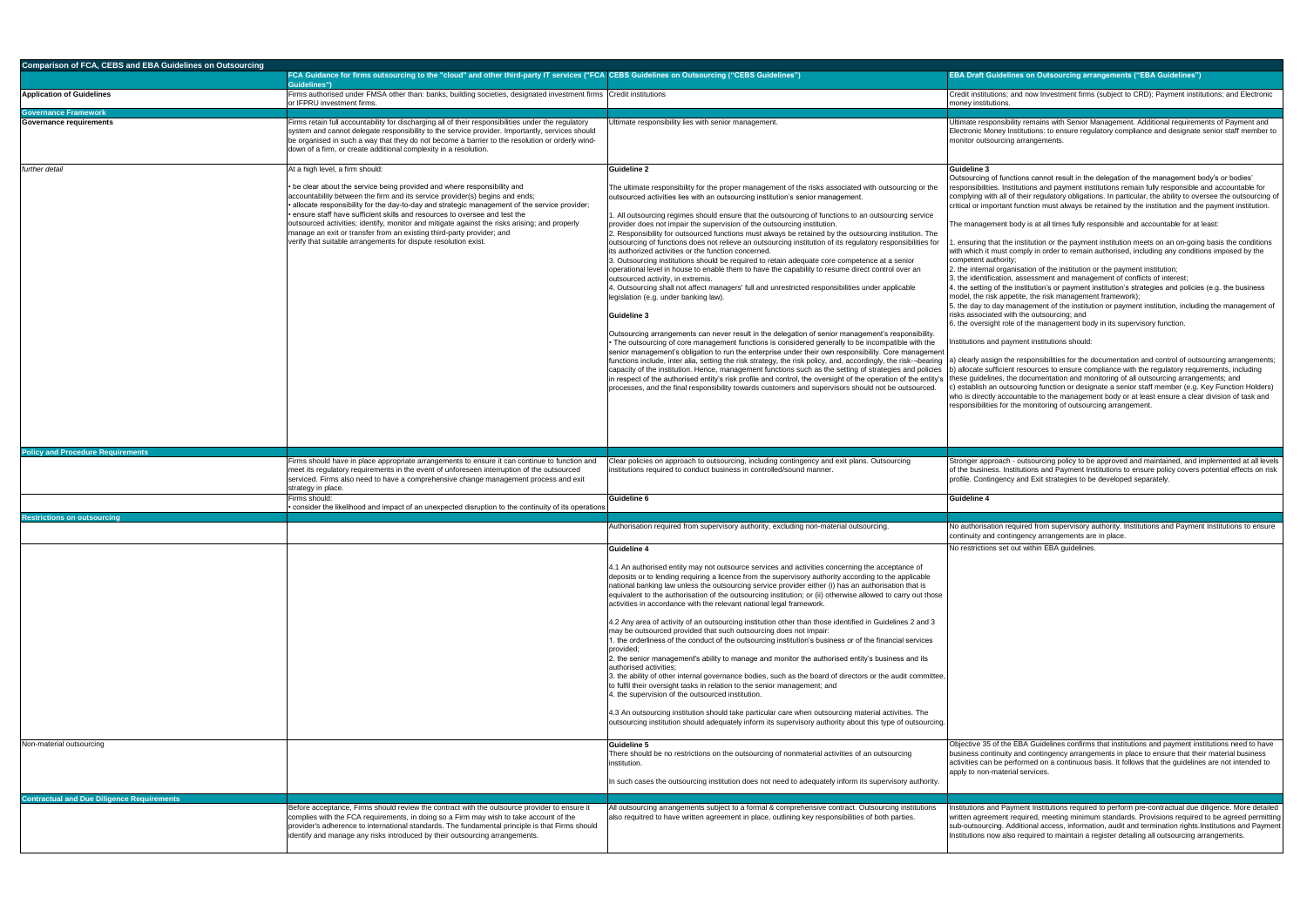| Comparison of FCA, CEBS and EBA Guidelines on Outsourcing | | | |
|---|---|---|---|
| | **FCA Guidance for firms outsourcing to the "cloud" and other third-party IT services ("FCA Guidelines")** | **CEBS Guidelines on Outsourcing ("CEBS Guidelines")** | **EBA Draft Guidelines on Outsourcing arrangements ("EBA Guidelines")** |
| **Application of Guidelines** | Firms authorised under FMSA other than: banks, building societies, designated investment firms or IFPRU investment firms. | Credit institutions | Credit institutions; and now Investment firms (subject to CRD); Payment institutions; and Electronic money institutions. |
| **Governance Framework** | | | |
| **Governance requirements** | Firms retain full accountability for discharging all of their responsibilities under the regulatory system and cannot delegate responsibility to the service provider. Importantly, services should be organised in such a way that they do not become a barrier to the resolution or orderly wind-down of a firm, or create additional complexity in a resolution. | Ultimate responsibility lies with senior management. | Ultimate responsibility remains with Senior Management. Additional requirements of Payment and Electronic Money Institutions: to ensure regulatory compliance and designate senior staff member to monitor outsourcing arrangements. |
| *further detail* | At a high level, a firm should:<br><br>• be clear about the service being provided and where responsibility and accountability between the firm and its service provider(s) begins and ends;<br>• allocate responsibility for the day-to-day and strategic management of the service provider;<br>• ensure staff have sufficient skills and resources to oversee and test the outsourced activities; identify, monitor and mitigate against the risks arising; and properly manage an exit or transfer from an existing third-party provider; and<br>verify that suitable arrangements for dispute resolution exist. | **Guideline 2**<br><br>The ultimate responsibility for the proper management of the risks associated with outsourcing or the outsourced activities lies with an outsourcing institution's senior management.<br><br>1. All outsourcing regimes should ensure that the outsourcing of functions to an outsourcing service provider does not impair the supervision of the outsourcing institution.<br>2. Responsibility for outsourced functions must always be retained by the outsourcing institution. The outsourcing of functions does not relieve an outsourcing institution of its regulatory responsibilities for its authorized activities or the function concerned.<br>3. Outsourcing institutions should be required to retain adequate core competence at a senior operational level in house to enable them to have the capability to resume direct control over an outsourced activity, in extremis.<br>4. Outsourcing shall not affect managers' full and unrestricted responsibilities under applicable legislation (e.g. under banking law).<br><br>**Guideline 3**<br><br>Outsourcing arrangements can never result in the delegation of senior management's responsibility.<br>• The outsourcing of core management functions is considered generally to be incompatible with the senior management's obligation to run the enterprise under their own responsibility. Core management functions include, inter alia, setting the risk strategy, the risk policy, and, accordingly, the risk-¬bearing capacity of the institution. Hence, management functions such as the setting of strategies and policies in respect of the authorised entity's risk profile and control, the oversight of the operation of the entity's processes, and the final responsibility towards customers and supervisors should not be outsourced. | **Guideline 3**<br>Outsourcing of functions cannot result in the delegation of the management body's or bodies' responsibilities. Institutions and payment institutions remain fully responsible and accountable for complying with all of their regulatory obligations. In particular, the ability to oversee the outsourcing of critical or important function must always be retained by the institution and the payment institution.<br><br>The management body is at all times fully responsible and accountable for at least:<br><br>1. ensuring that the institution or the payment institution meets on an on-going basis the conditions with which it must comply in order to remain authorised, including any conditions imposed by the competent authority;<br>2. the internal organisation of the institution or the payment institution;<br>3. the identification, assessment and management of conflicts of interest;<br>4. the setting of the institution's or payment institution's strategies and policies (e.g. the business model, the risk appetite, the risk management framework);<br>5. the day to day management of the institution or payment institution, including the management of risks associated with the outsourcing; and<br>6. the oversight role of the management body in its supervisory function.<br><br>Institutions and payment institutions should:<br><br>a) clearly assign the responsibilities for the documentation and control of outsourcing arrangements;<br>b) allocate sufficient resources to ensure compliance with the regulatory requirements, including these guidelines, the documentation and monitoring of all outsourcing arrangements; and<br>c) establish an outsourcing function or designate a senior staff member (e.g. Key Function Holders) who is directly accountable to the management body or at least ensure a clear division of task and responsibilities for the monitoring of outsourcing arrangement. |
| **Policy and Procedure Requirements** | | | |
| | Firms should have in place appropriate arrangements to ensure it can continue to function and meet its regulatory requirements in the event of unforeseen interruption of the outsourced serviced. Firms also need to have a comprehensive change management process and exit strategy in place. | Clear policies on approach to outsourcing, including contingency and exit plans. Outsourcing institutions required to conduct business in controlled/sound manner. | Stronger approach - outsourcing policy to be approved and maintained, and implemented at all levels of the business. Institutions and Payment Institutions to ensure policy covers potential effects on risk profile. Contingency and Exit strategies to be developed separately. |
| | Firms should:<br>• consider the likelihood and impact of an unexpected disruption to the continuity of its operations | **Guideline 6** | **Guideline 4** |
| **Restrictions on outsourcing** | | | |
| | | Authorisation required from supervisory authority, excluding non-material outsourcing. | No authorisation required from supervisory authority. Institutions and Payment Institutions to ensure continuity and contingency arrangements are in place. |
| | | **Guideline 4**<br><br>4.1 An authorised entity may not outsource services and activities concerning the acceptance of deposits or to lending requiring a licence from the supervisory authority according to the applicable national banking law unless the outsourcing service provider either (i) has an authorisation that is equivalent to the authorisation of the outsourcing institution; or (ii) otherwise allowed to carry out those activities in accordance with the relevant national legal framework.<br><br>4.2 Any area of activity of an outsourcing institution other than those identified in Guidelines 2 and 3 may be outsourced provided that such outsourcing does not impair:<br>1. the orderliness of the conduct of the outsourcing institution's business or of the financial services provided;<br>2. the senior management's ability to manage and monitor the authorised entity's business and its authorised activities;<br>3. the ability of other internal governance bodies, such as the board of directors or the audit committee, to fulfil their oversight tasks in relation to the senior management; and<br>4. the supervision of the outsourced institution.<br><br>4.3 An outsourcing institution should take particular care when outsourcing material activities. The outsourcing institution should adequately inform its supervisory authority about this type of outsourcing. | No restrictions set out within EBA guidelines. |
| Non-material outsourcing | | **Guideline 5**<br>There should be no restrictions on the outsourcing of nonmaterial activities of an outsourcing institution.<br><br>In such cases the outsourcing institution does not need to adequately inform its supervisory authority. | Objective 35 of the EBA Guidelines confirms that institutions and payment institutions need to have business continuity and contingency arrangements in place to ensure that their material business activities can be performed on a continuous basis. It follows that the guidelines are not intended to apply to non-material services. |
| **Contractual and Due Diligence Requirements** | | | |
| | Before acceptance, Firms should review the contract with the outsource provider to ensure it complies with the FCA requirements, in doing so a Firm may wish to take account of the provider's adherence to international standards. The fundamental principle is that Firms should identify and manage any risks introduced by their outsourcing arrangements. | All outsourcing arrangements subject to a formal & comprehensive contract. Outsourcing institutions also requitred to have written agreement in place, outlining key responsibilities of both parties. | Institutions and Payment Institutions required to perform pre-contractual due diligence. More detailed written agreement required, meeting minimum standards. Provisions required to be agreed permitting sub-outsourcing. Additional access, information, audit and termination rights.Institutions and Payment Institutions now also required to maintain a register detailing all outsourcing arrangements. |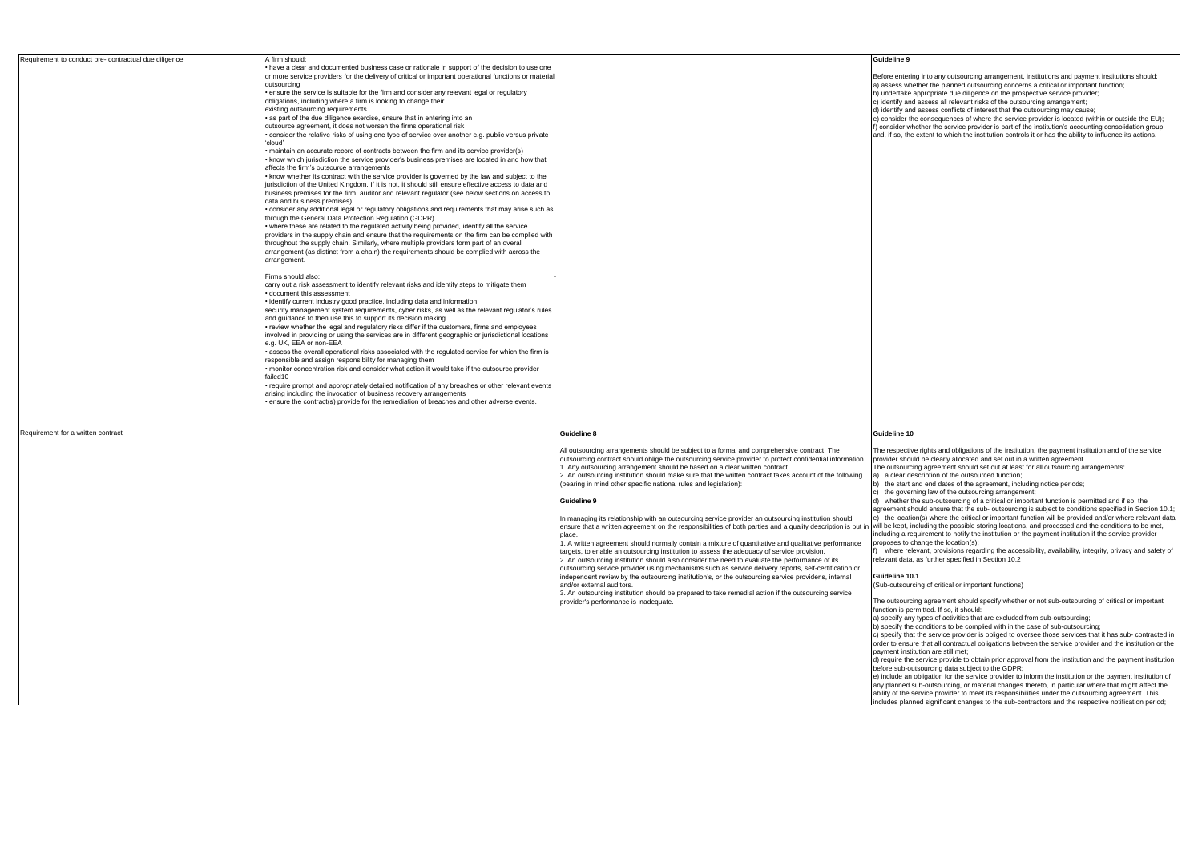| | | | |
|---|---|---|---|
| Requirement to conduct pre- contractual due diligence | A firm should:<br>• have a clear and documented business case or rationale in support of the decision to use one or more service providers for the delivery of critical or important operational functions or material outsourcing<br>• ensure the service is suitable for the firm and consider any relevant legal or regulatory obligations, including where a firm is looking to change their existing outsourcing requirements<br>• as part of the due diligence exercise, ensure that in entering into an outsource agreement, it does not worsen the firms operational risk<br>• consider the relative risks of using one type of service over another e.g. public versus private 'cloud'<br>• maintain an accurate record of contracts between the firm and its service provider(s)<br>• know which jurisdiction the service provider's business premises are located in and how that affects the firm's outsource arrangements<br>• know whether its contract with the service provider is governed by the law and subject to the jurisdiction of the United Kingdom. If it is not, it should still ensure effective access to data and business premises for the firm, auditor and relevant regulator (see below sections on access to data and business premises)<br>• consider any additional legal or regulatory obligations and requirements that may arise such as through the General Data Protection Regulation (GDPR).<br>• where these are related to the regulated activity being provided, identify all the service providers in the supply chain and ensure that the requirements on the firm can be complied with throughout the supply chain. Similarly, where multiple providers form part of an overall arrangement (as distinct from a chain) the requirements should be complied with across the arrangement.<br><br>Firms should also:<br>carry out a risk assessment to identify relevant risks and identify steps to mitigate them<br>• document this assessment<br>• identify current industry good practice, including data and information security management system requirements, cyber risks, as well as the relevant regulator's rules and guidance to then use this to support its decision making<br>• review whether the legal and regulatory risks differ if the customers, firms and employees involved in providing or using the services are in different geographic or jurisdictional locations e.g. UK, EEA or non-EEA<br>• assess the overall operational risks associated with the regulated service for which the firm is responsible and assign responsibility for managing them<br>• monitor concentration risk and consider what action it would take if the outsource provider failed10<br>• require prompt and appropriately detailed notification of any breaches or other relevant events arising including the invocation of business recovery arrangements<br>• ensure the contract(s) provide for the remediation of breaches and other adverse events. | | **Guideline 9**<br><br>Before entering into any outsourcing arrangement, institutions and payment institutions should:<br>a) assess whether the planned outsourcing concerns a critical or important function;<br>b) undertake appropriate due diligence on the prospective service provider;<br>c) identify and assess all relevant risks of the outsourcing arrangement;<br>d) identify and assess conflicts of interest that the outsourcing may cause;<br>e) consider the consequences of where the service provider is located (within or outside the EU);<br>f) consider whether the service provider is part of the institution's accounting consolidation group and, if so, the extent to which the institution controls it or has the ability to influence its actions. |
| Requirement for a written contract | | **Guideline 8**<br><br>All outsourcing arrangements should be subject to a formal and comprehensive contract. The outsourcing contract should oblige the outsourcing service provider to protect confidential information.<br>1. Any outsourcing arrangement should be based on a clear written contract.<br>2. An outsourcing institution should make sure that the written contract takes account of the following (bearing in mind other specific national rules and legislation):<br><br>**Guideline 9**<br><br>In managing its relationship with an outsourcing service provider an outsourcing institution should ensure that a written agreement on the responsibilities of both parties and a quality description is put in place.<br>1. A written agreement should normally contain a mixture of quantitative and qualitative performance targets, to enable an outsourcing institution to assess the adequacy of service provision.<br>2. An outsourcing institution should also consider the need to evaluate the performance of its outsourcing service provider using mechanisms such as service delivery reports, self-certification or independent review by the outsourcing institution's, or the outsourcing service provider's, internal and/or external auditors.<br>3. An outsourcing institution should be prepared to take remedial action if the outsourcing service provider's performance is inadequate. | **Guideline 10**<br><br>The respective rights and obligations of the institution, the payment institution and of the service provider should be clearly allocated and set out in a written agreement.<br>The outsourcing agreement should set out at least for all outsourcing arrangements:<br>a) a clear description of the outsourced function;<br>b) the start and end dates of the agreement, including notice periods;<br>c) the governing law of the outsourcing arrangement;<br>d) whether the sub-outsourcing of a critical or important function is permitted and if so, the agreement should ensure that the sub- outsourcing is subject to conditions specified in Section 10.1;<br>e) the location(s) where the critical or important function will be provided and/or where relevant data will be kept, including the possible storing locations, and processed and the conditions to be met, including a requirement to notify the institution or the payment institution if the service provider proposes to change the location(s);<br>f) where relevant, provisions regarding the accessibility, availability, integrity, privacy and safety of relevant data, as further specified in Section 10.2<br><br>**Guideline 10.1**<br>(Sub-outsourcing of critical or important functions)<br><br>The outsourcing agreement should specify whether or not sub-outsourcing of critical or important function is permitted. If so, it should:<br>a) specify any types of activities that are excluded from sub-outsourcing;<br>b) specify the conditions to be complied with in the case of sub-outsourcing;<br>c) specify that the service provider is obliged to oversee those services that it has sub- contracted in order to ensure that all contractual obligations between the service provider and the institution or the payment institution are still met;<br>d) require the service provide to obtain prior approval from the institution and the payment institution before sub-outsourcing data subject to the GDPR;<br>e) include an obligation for the service provider to inform the institution or the payment institution of any planned sub-outsourcing, or material changes thereto, in particular where that might affect the ability of the service provider to meet its responsibilities under the outsourcing agreement. This includes planned significant changes to the sub-contractors and the respective notification period; |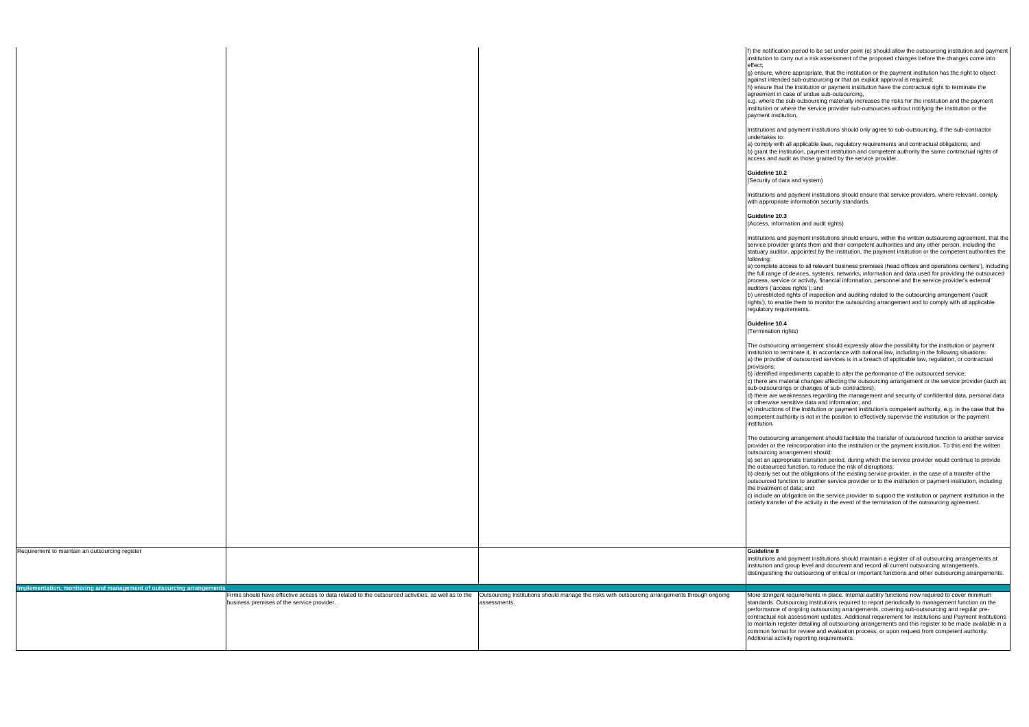| | | | |
|---|---|---|---|
| | | | f) the notification period to be set under point (e) should allow the outsourcing institution and payment institution to carry out a risk assessment of the proposed changes before the changes come into effect;<br>g) ensure, where appropriate, that the institution or the payment institution has the right to object against intended sub-outsourcing or that an explicit approval is required;<br>h) ensure that the institution or payment institution have the contractual right to terminate the agreement in case of undue sub-outsourcing,<br>e.g. where the sub-outsourcing materially increases the risks for the institution and the payment institution or where the service provider sub-outsources without notifying the institution or the payment institution.<br><br>Institutions and payment institutions should only agree to sub-outsourcing, if the sub-contractor undertakes to:<br>a) comply with all applicable laws, regulatory requirements and contractual obligations; and<br>b) grant the institution, payment institution and competent authority the same contractual rights of access and audit as those granted by the service provider.<br><br>**Guideline 10.2**<br>(Security of data and system)<br><br>Institutions and payment institutions should ensure that service providers, where relevant, comply with appropriate information security standards.<br><br>**Guideline 10.3**<br>(Access, information and audit rights)<br><br>Institutions and payment institutions should ensure, within the written outsourcing agreement, that the service provider grants them and their competent authorities and any other person, including the statuary auditor, appointed by the institution, the payment institution or the competent authorities the following:<br>a) complete access to all relevant business premises (head offices and operations centers'), including the full range of devices, systems, networks, information and data used for providing the outsourced process, service or activity, financial information, personnel and the service provider's external auditors ('access rights'); and<br>b) unrestricted rights of inspection and auditing related to the outsourcing arrangement ('audit rights'), to enable them to monitor the outsourcing arrangement and to comply with all applicable regulatory requirements.<br><br>**Guideline 10.4**<br>(Termination rights)<br><br>The outsourcing arrangement should expressly allow the possibility for the institution or payment institution to terminate it, in accordance with national law, including in the following situations:<br>a) the provider of outsourced services is in a breach of applicable law, regulation, or contractual provisions;<br>b) identified impediments capable to alter the performance of the outsourced service;<br>c) there are material changes affecting the outsourcing arrangement or the service provider (such as sub-outsourcings or changes of sub- contractors);<br>d) there are weaknesses regarding the management and security of confidential data, personal data or otherwise sensitive data and information; and<br>e) instructions of the institution or payment institution's competent authority, e.g. in the case that the competent authority is not in the position to effectively supervise the institution or the payment institution.<br><br>The outsourcing arrangement should facilitate the transfer of outsourced function to another service provider or the reincorporation into the institution or the payment institution. To this end the written outsourcing arrangement should:<br>a) set an appropriate transition period, during which the service provider would continue to provide the outsourced function, to reduce the risk of disruptions;<br>b) clearly set out the obligations of the existing service provider, in the case of a transfer of the outsourced function to another service provider or to the institution or payment institution, including the treatment of data; and<br>c) include an obligation on the service provider to support the institution or payment institution in the orderly transfer of the activity in the event of the termination of the outsourcing agreement. |
| Requirement to maintain an outsourcing register | | | **Guideline 8**<br>Institutions and payment institutions should maintain a register of all outsourcing arrangements at institution and group level and document and record all current outsourcing arrangements, distinguishing the outsourcing of critical or important functions and other outsourcing arrangements. |
| **Implementation, monitoring and management of outsourcing arrangements** | | | |
| | Firms should have effective access to data related to the outsourced activities, as well as to the business premises of the service provider. | Outsourcing Institutions should manage the risks with outsourcing arrangements through ongoing assessments. | More stringent requirements in place. Internal auditry functions now required to cover minimum standards. Outsourcing Institutions required to report periodically to management function on the performance of ongoing outsourcing arrangements, covering sub-outsourcing and regular pre-contractual risk assessment updates. Additional requirement for Institutions and Payment Institutions to maintain register detailing all outsourcing arrangements and this register to be made available in a common format for review and evaluation process, or upon request from competent authority. Additional activity reporting requirements. |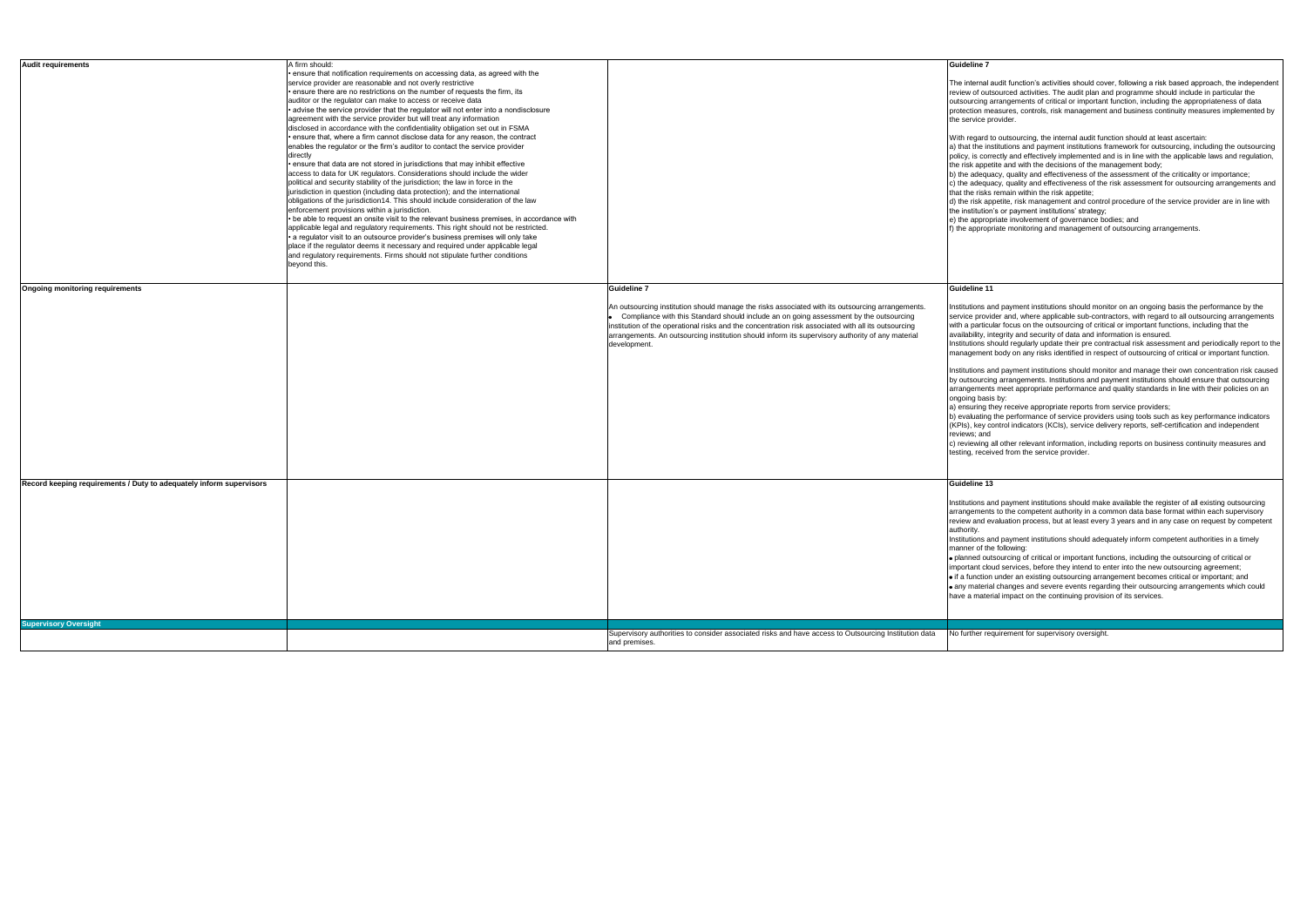| | | | |
|---|---|---|---|
| **Audit requirements** | A firm should:<br>• ensure that notification requirements on accessing data, as agreed with the service provider are reasonable and not overly restrictive<br>• ensure there are no restrictions on the number of requests the firm, its auditor or the regulator can make to access or receive data<br>• advise the service provider that the regulator will not enter into a nondisclosure agreement with the service provider but will treat any information disclosed in accordance with the confidentiality obligation set out in FSMA<br>• ensure that, where a firm cannot disclose data for any reason, the contract enables the regulator or the firm's auditor to contact the service provider directly<br>• ensure that data are not stored in jurisdictions that may inhibit effective access to data for UK regulators. Considerations should include the wider political and security stability of the jurisdiction; the law in force in the jurisdiction in question (including data protection); and the international obligations of the jurisdiction14. This should include consideration of the law enforcement provisions within a jurisdiction.<br>• be able to request an onsite visit to the relevant business premises, in accordance with applicable legal and regulatory requirements. This right should not be restricted.<br>• a regulator visit to an outsource provider's business premises will only take place if the regulator deems it necessary and required under applicable legal and regulatory requirements. Firms should not stipulate further conditions beyond this. | | **Guideline 7**<br><br>The internal audit function's activities should cover, following a risk based approach, the independent review of outsourced activities. The audit plan and programme should include in particular the outsourcing arrangements of critical or important function, including the appropriateness of data protection measures, controls, risk management and business continuity measures implemented by the service provider.<br><br>With regard to outsourcing, the internal audit function should at least ascertain:<br>a) that the institutions and payment institutions framework for outsourcing, including the outsourcing policy, is correctly and effectively implemented and is in line with the applicable laws and regulation, the risk appetite and with the decisions of the management body;<br>b) the adequacy, quality and effectiveness of the assessment of the criticality or importance;<br>c) the adequacy, quality and effectiveness of the risk assessment for outsourcing arrangements and that the risks remain within the risk appetite;<br>d) the risk appetite, risk management and control procedure of the service provider are in line with the institution's or payment institutions' strategy;<br>e) the appropriate involvement of governance bodies; and<br>f) the appropriate monitoring and management of outsourcing arrangements. |
| **Ongoing monitoring requirements** | | **Guideline 7**<br><br>An outsourcing institution should manage the risks associated with its outsourcing arrangements.<br>• Compliance with this Standard should include an on going assessment by the outsourcing institution of the operational risks and the concentration risk associated with all its outsourcing arrangements. An outsourcing institution should inform its supervisory authority of any material development. | **Guideline 11**<br><br>Institutions and payment institutions should monitor on an ongoing basis the performance by the service provider and, where applicable sub-contractors, with regard to all outsourcing arrangements with a particular focus on the outsourcing of critical or important functions, including that the availability, integrity and security of data and information is ensured.<br>Institutions should regularly update their pre contractual risk assessment and periodically report to the management body on any risks identified in respect of outsourcing of critical or important function.<br><br>Institutions and payment institutions should monitor and manage their own concentration risk caused by outsourcing arrangements. Institutions and payment institutions should ensure that outsourcing arrangements meet appropriate performance and quality standards in line with their policies on an ongoing basis by:<br>a) ensuring they receive appropriate reports from service providers;<br>b) evaluating the performance of service providers using tools such as key performance indicators (KPIs), key control indicators (KCIs), service delivery reports, self-certification and independent reviews; and<br>c) reviewing all other relevant information, including reports on business continuity measures and testing, received from the service provider. |
| **Record keeping requirements / Duty to adequately inform supervisors** | | | **Guideline 13**<br><br>Institutions and payment institutions should make available the register of all existing outsourcing arrangements to the competent authority in a common data base format within each supervisory review and evaluation process, but at least every 3 years and in any case on request by competent authority.<br>Institutions and payment institutions should adequately inform competent authorities in a timely manner of the following:<br>• planned outsourcing of critical or important functions, including the outsourcing of critical or important cloud services, before they intend to enter into the new outsourcing agreement;<br>• if a function under an existing outsourcing arrangement becomes critical or important; and<br>• any material changes and severe events regarding their outsourcing arrangements which could have a material impact on the continuing provision of its services. |
| **Supervisory Oversight** | | | |
| | | Supervisory authorities to consider associated risks and have access to Outsourcing Institution data and premises. | No further requirement for supervisory oversight. |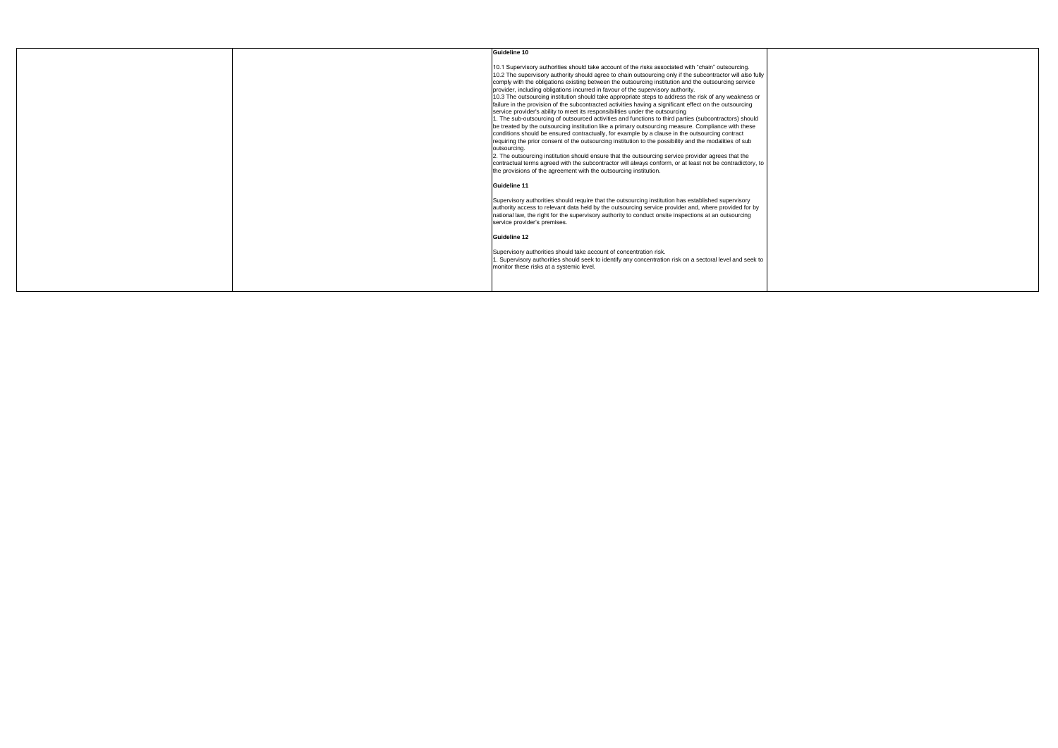| | | | |
|---|---|---|---|
| | | **Guideline 10**<br><br>10.1 Supervisory authorities should take account of the risks associated with "chain" outsourcing.<br>10.2 The supervisory authority should agree to chain outsourcing only if the subcontractor will also fully comply with the obligations existing between the outsourcing institution and the outsourcing service provider, including obligations incurred in favour of the supervisory authority.<br>10.3 The outsourcing institution should take appropriate steps to address the risk of any weakness or failure in the provision of the subcontracted activities having a significant effect on the outsourcing service provider's ability to meet its responsibilities under the outsourcing<br>1. The sub-outsourcing of outsourced activities and functions to third parties (subcontractors) should be treated by the outsourcing institution like a primary outsourcing measure. Compliance with these conditions should be ensured contractually, for example by a clause in the outsourcing contract requiring the prior consent of the outsourcing institution to the possibility and the modalities of sub outsourcing.<br>2. The outsourcing institution should ensure that the outsourcing service provider agrees that the contractual terms agreed with the subcontractor will always conform, or at least not be contradictory, to the provisions of the agreement with the outsourcing institution.<br><br>**Guideline 11**<br><br>Supervisory authorities should require that the outsourcing institution has established supervisory authority access to relevant data held by the outsourcing service provider and, where provided for by national law, the right for the supervisory authority to conduct onsite inspections at an outsourcing service provider's premises.<br><br>**Guideline 12**<br><br>Supervisory authorities should take account of concentration risk.<br>1. Supervisory authorities should seek to identify any concentration risk on a sectoral level and seek to monitor these risks at a systemic level. | |